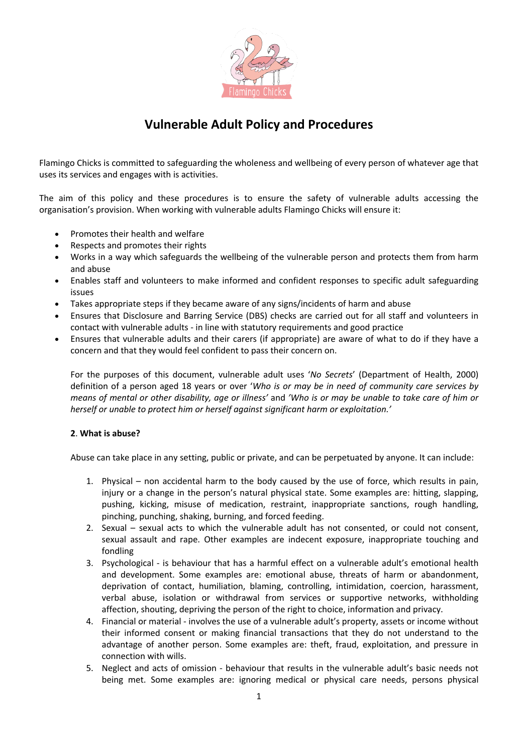# Vulnerable Adult Policy and Procedures

Flamingo Chicks is committed to safeguarding the wholeness and wellbeing of every person of whatever age that uses its services and engages with is activities.

The aim of this policy and these procedures is to ensure the safety of vulnerable adults accessing the organisation's provision. When working with vulnerable adults Flamingo Chicks will ensure it:

- Promotes their health and welfare
- Respects and promotes their rights
- Works in a way which safeguards the wellbeing of the vulnerable person and protects them from harm and abuse
- Enables staff and volunteers to make informed and confident responses to specific adult safeguarding issues
- Takes appropriate steps if they became aware of any signs/incidents of harm and abuse
- Ensures that Disclosure and Barring Service (DBS) checks are carried out for all staff and volunteers in contact with vulnerable adults - in line with statutory requirements and good practice
- Ensures that vulnerable adults and their carers (if appropriate) are aware of what to do if they have a concern and that they would feel confident to pass their concern on.

For the purposes of this document, vulnerable adult uses '*No Secrets*' (Department of Health, 2000) definition of a person aged 18 years or over '*Who is or may be in need of community care services by means of mental or other disability, age or illness'* and *'Who is or may be unable to take care of him or herself or unable to protect him or herself against significant harm or exploitation.'*

**2. What is abuse?**

Abuse can take place in any setting, public or private, and can be perpetuated by anyone. It can include:

1. Physical – non accidental harm to the body caused by the use of force, which results in pain, injury or a change in the person's natural physical state. Some examples are: hitting, slapping, pushing, kicking, misuse of medication, restraint, inappropriate sanctions, rough handling, pinching, punching, shaking, burning, and forced feeding.
2. Sexual – sexual acts to which the vulnerable adult has not consented, or could not consent, sexual assault and rape. Other examples are indecent exposure, inappropriate touching and fondling
3. Psychological - is behaviour that has a harmful effect on a vulnerable adult's emotional health and development. Some examples are: emotional abuse, threats of harm or abandonment, deprivation of contact, humiliation, blaming, controlling, intimidation, coercion, harassment, verbal abuse, isolation or withdrawal from services or supportive networks, withholding affection, shouting, depriving the person of the right to choice, information and privacy.
4. Financial or material - involves the use of a vulnerable adult's property, assets or income without their informed consent or making financial transactions that they do not understand to the advantage of another person. Some examples are: theft, fraud, exploitation, and pressure in connection with wills.
5. Neglect and acts of omission - behaviour that results in the vulnerable adult's basic needs not being met. Some examples are: ignoring medical or physical care needs, persons physical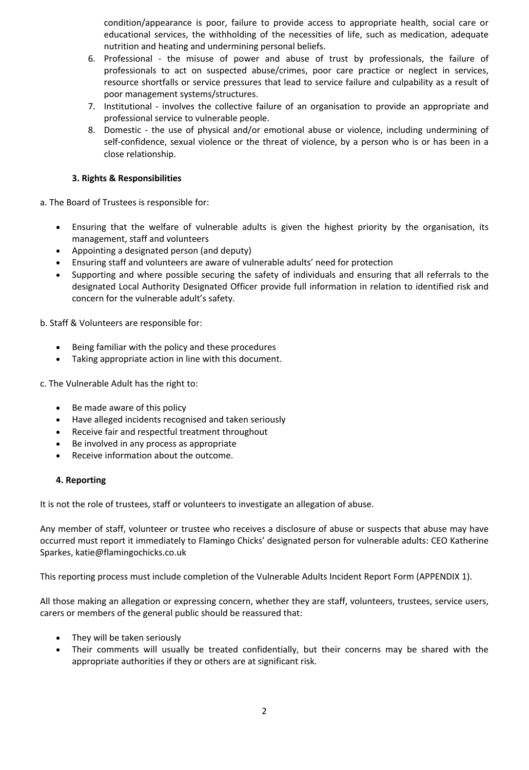condition/appearance is poor, failure to provide access to appropriate health, social care or educational services, the withholding of the necessities of life, such as medication, adequate nutrition and heating and undermining personal beliefs.

6. Professional - the misuse of power and abuse of trust by professionals, the failure of professionals to act on suspected abuse/crimes, poor care practice or neglect in services, resource shortfalls or service pressures that lead to service failure and culpability as a result of poor management systems/structures.
7. Institutional - involves the collective failure of an organisation to provide an appropriate and professional service to vulnerable people.
8. Domestic - the use of physical and/or emotional abuse or violence, including undermining of self-confidence, sexual violence or the threat of violence, by a person who is or has been in a close relationship.

### 3. Rights & Responsibilities

a. The Board of Trustees is responsible for:

- Ensuring that the welfare of vulnerable adults is given the highest priority by the organisation, its management, staff and volunteers
- Appointing a designated person (and deputy)
- Ensuring staff and volunteers are aware of vulnerable adults' need for protection
- Supporting and where possible securing the safety of individuals and ensuring that all referrals to the designated Local Authority Designated Officer provide full information in relation to identified risk and concern for the vulnerable adult's safety.

b. Staff & Volunteers are responsible for:

- Being familiar with the policy and these procedures
- Taking appropriate action in line with this document.

c. The Vulnerable Adult has the right to:

- Be made aware of this policy
- Have alleged incidents recognised and taken seriously
- Receive fair and respectful treatment throughout
- Be involved in any process as appropriate
- Receive information about the outcome.

### 4. Reporting

It is not the role of trustees, staff or volunteers to investigate an allegation of abuse.

Any member of staff, volunteer or trustee who receives a disclosure of abuse or suspects that abuse may have occurred must report it immediately to Flamingo Chicks' designated person for vulnerable adults: CEO Katherine Sparkes, katie@flamingochicks.co.uk

This reporting process must include completion of the Vulnerable Adults Incident Report Form (APPENDIX 1).

All those making an allegation or expressing concern, whether they are staff, volunteers, trustees, service users, carers or members of the general public should be reassured that:

- They will be taken seriously
- Their comments will usually be treated confidentially, but their concerns may be shared with the appropriate authorities if they or others are at significant risk.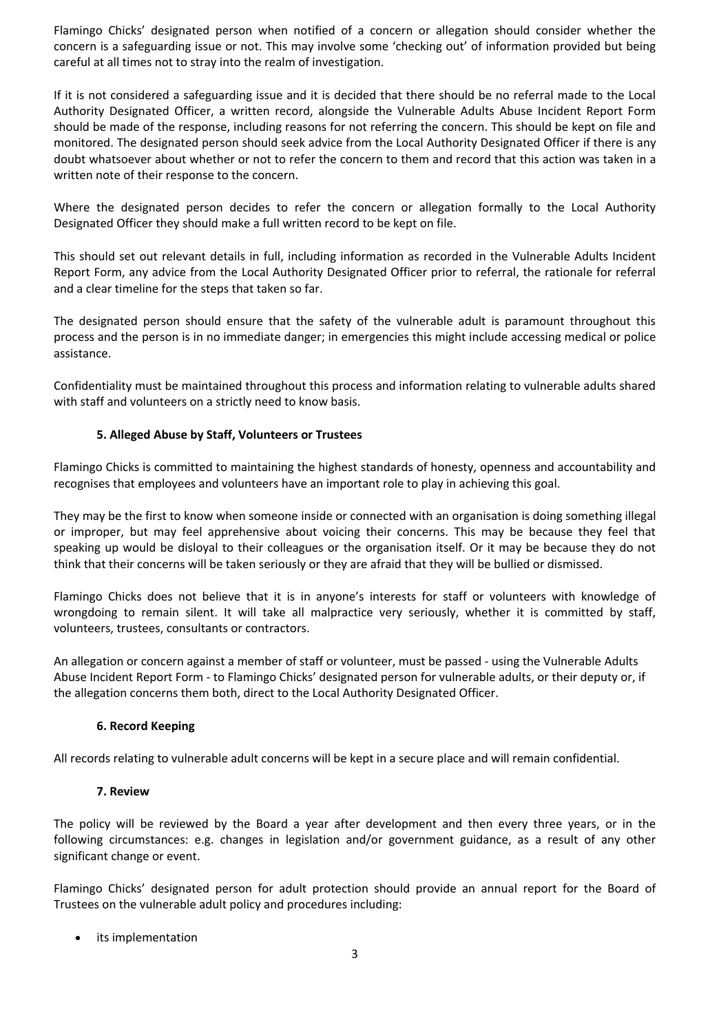Flamingo Chicks' designated person when notified of a concern or allegation should consider whether the concern is a safeguarding issue or not. This may involve some 'checking out' of information provided but being careful at all times not to stray into the realm of investigation.

If it is not considered a safeguarding issue and it is decided that there should be no referral made to the Local Authority Designated Officer, a written record, alongside the Vulnerable Adults Abuse Incident Report Form should be made of the response, including reasons for not referring the concern. This should be kept on file and monitored. The designated person should seek advice from the Local Authority Designated Officer if there is any doubt whatsoever about whether or not to refer the concern to them and record that this action was taken in a written note of their response to the concern.

Where the designated person decides to refer the concern or allegation formally to the Local Authority Designated Officer they should make a full written record to be kept on file.

This should set out relevant details in full, including information as recorded in the Vulnerable Adults Incident Report Form, any advice from the Local Authority Designated Officer prior to referral, the rationale for referral and a clear timeline for the steps that taken so far.

The designated person should ensure that the safety of the vulnerable adult is paramount throughout this process and the person is in no immediate danger; in emergencies this might include accessing medical or police assistance.

Confidentiality must be maintained throughout this process and information relating to vulnerable adults shared with staff and volunteers on a strictly need to know basis.

### 5. Alleged Abuse by Staff, Volunteers or Trustees

Flamingo Chicks is committed to maintaining the highest standards of honesty, openness and accountability and recognises that employees and volunteers have an important role to play in achieving this goal.

They may be the first to know when someone inside or connected with an organisation is doing something illegal or improper, but may feel apprehensive about voicing their concerns. This may be because they feel that speaking up would be disloyal to their colleagues or the organisation itself. Or it may be because they do not think that their concerns will be taken seriously or they are afraid that they will be bullied or dismissed.

Flamingo Chicks does not believe that it is in anyone's interests for staff or volunteers with knowledge of wrongdoing to remain silent. It will take all malpractice very seriously, whether it is committed by staff, volunteers, trustees, consultants or contractors.

An allegation or concern against a member of staff or volunteer, must be passed - using the Vulnerable Adults Abuse Incident Report Form - to Flamingo Chicks' designated person for vulnerable adults, or their deputy or, if the allegation concerns them both, direct to the Local Authority Designated Officer.

### 6. Record Keeping

All records relating to vulnerable adult concerns will be kept in a secure place and will remain confidential.

### 7. Review

The policy will be reviewed by the Board a year after development and then every three years, or in the following circumstances: e.g. changes in legislation and/or government guidance, as a result of any other significant change or event.

Flamingo Chicks' designated person for adult protection should provide an annual report for the Board of Trustees on the vulnerable adult policy and procedures including:

- its implementation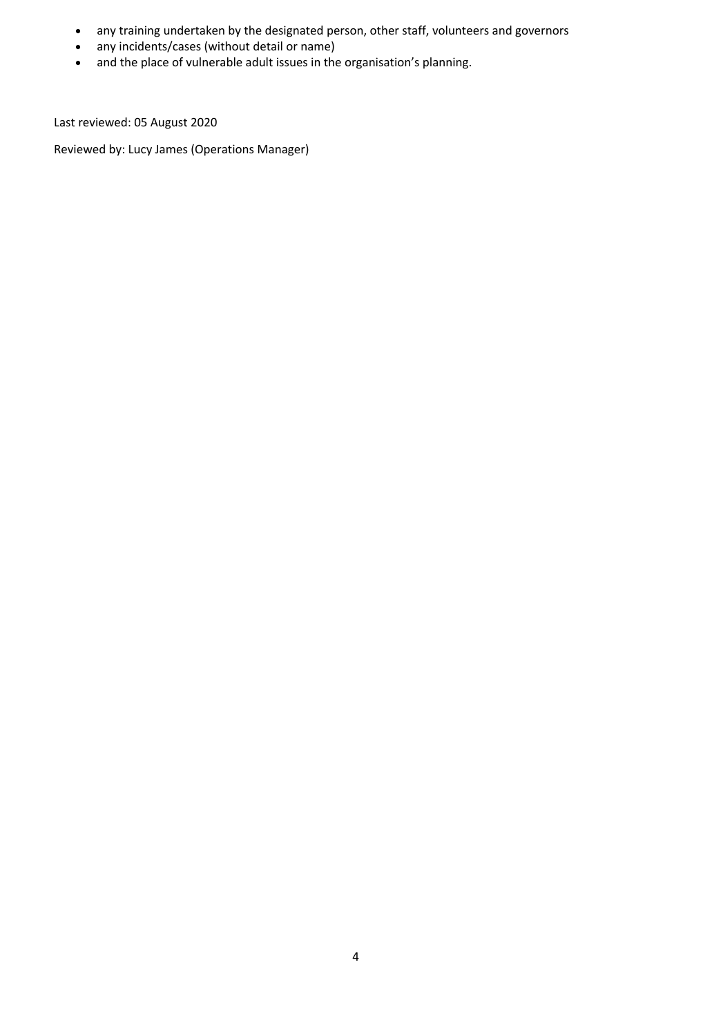- any training undertaken by the designated person, other staff, volunteers and governors
- any incidents/cases (without detail or name)
- and the place of vulnerable adult issues in the organisation's planning.

Last reviewed: 05 August 2020

Reviewed by: Lucy James (Operations Manager)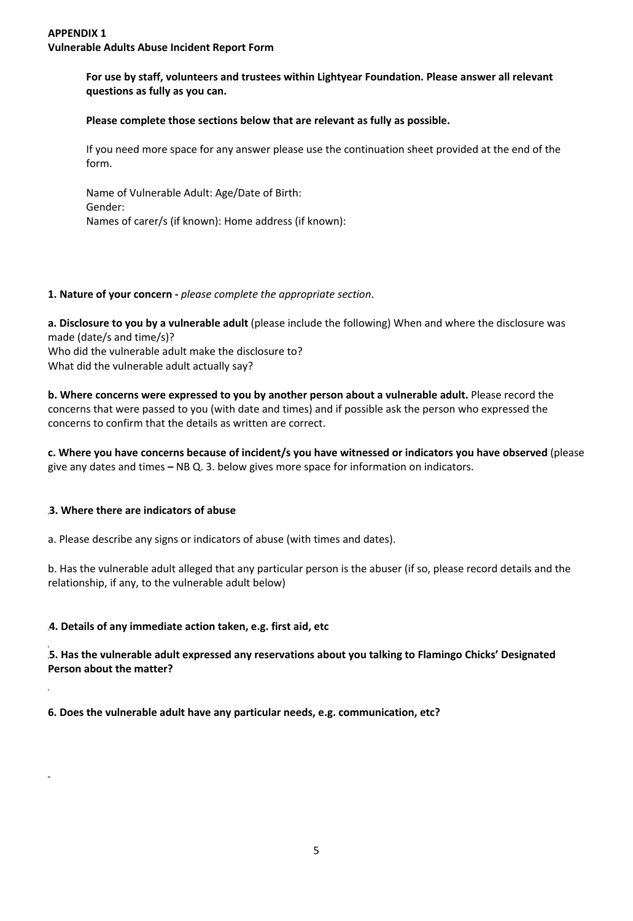**APPENDIX 1**
**Vulnerable Adults Abuse Incident Report Form**

**For use by staff, volunteers and trustees within Lightyear Foundation. Please answer all relevant questions as fully as you can.**

**Please complete those sections below that are relevant as fully as possible.**

If you need more space for any answer please use the continuation sheet provided at the end of the form.

Name of Vulnerable Adult: Age/Date of Birth:
Gender:
Names of carer/s (if known): Home address (if known):

**1. Nature of your concern -** *please complete the appropriate section*.

**a. Disclosure to you by a vulnerable adult** (please include the following) When and where the disclosure was made (date/s and time/s)?
Who did the vulnerable adult make the disclosure to?
What did the vulnerable adult actually say?

**b. Where concerns were expressed to you by another person about a vulnerable adult.** Please record the concerns that were passed to you (with date and times) and if possible ask the person who expressed the concerns to confirm that the details as written are correct.

**c. Where you have concerns because of incident/s you have witnessed or indicators you have observed** (please give any dates and times **–** NB Q. 3. below gives more space for information on indicators.

**3. Where there are indicators of abuse**

a. Please describe any signs or indicators of abuse (with times and dates).

b. Has the vulnerable adult alleged that any particular person is the abuser (if so, please record details and the relationship, if any, to the vulnerable adult below)

**4. Details of any immediate action taken, e.g. first aid, etc**

**5. Has the vulnerable adult expressed any reservations about you talking to Flamingo Chicks' Designated Person about the matter?**

**6. Does the vulnerable adult have any particular needs, e.g. communication, etc?**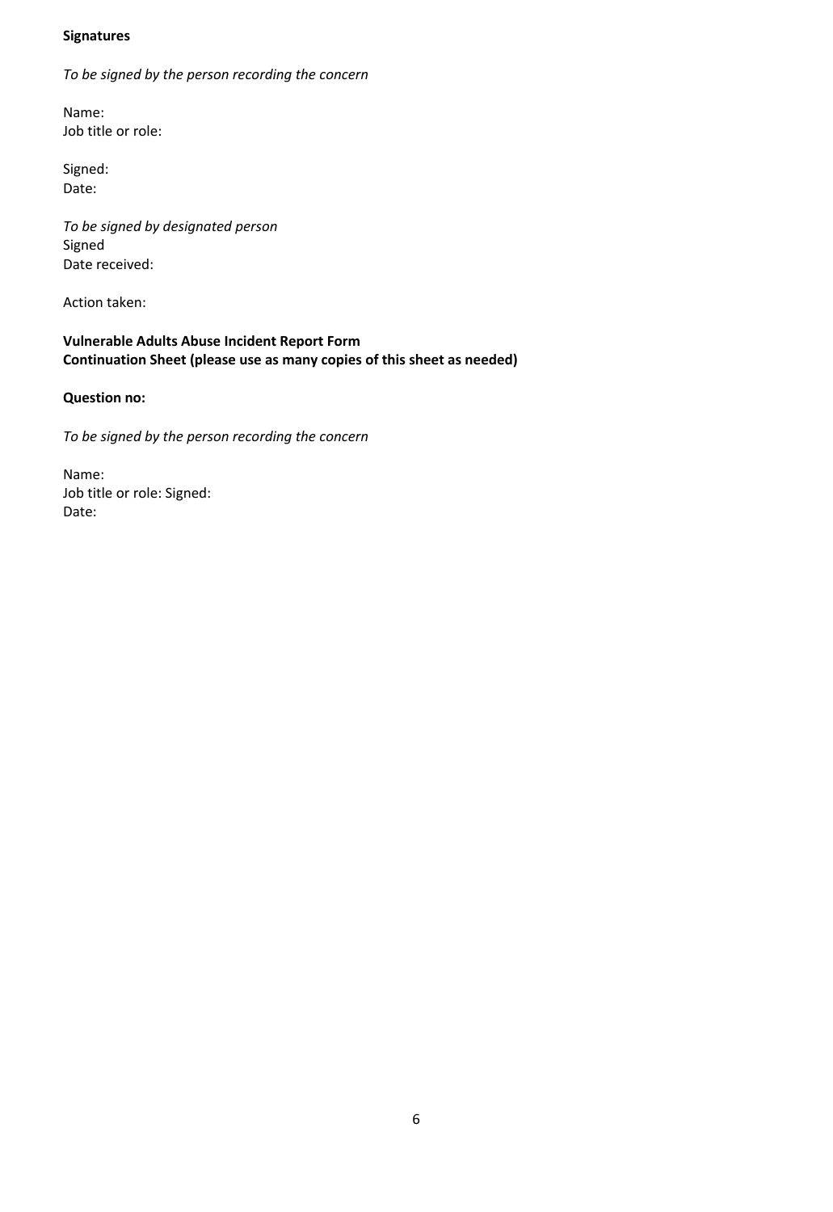**Signatures**

*To be signed by the person recording the concern*

Name:
Job title or role:

Signed:
Date:

*To be signed by designated person*
Signed
Date received:

Action taken:

**Vulnerable Adults Abuse Incident Report Form**
**Continuation Sheet (please use as many copies of this sheet as needed)**

**Question no:**

*To be signed by the person recording the concern*

Name:
Job title or role: Signed:
Date: